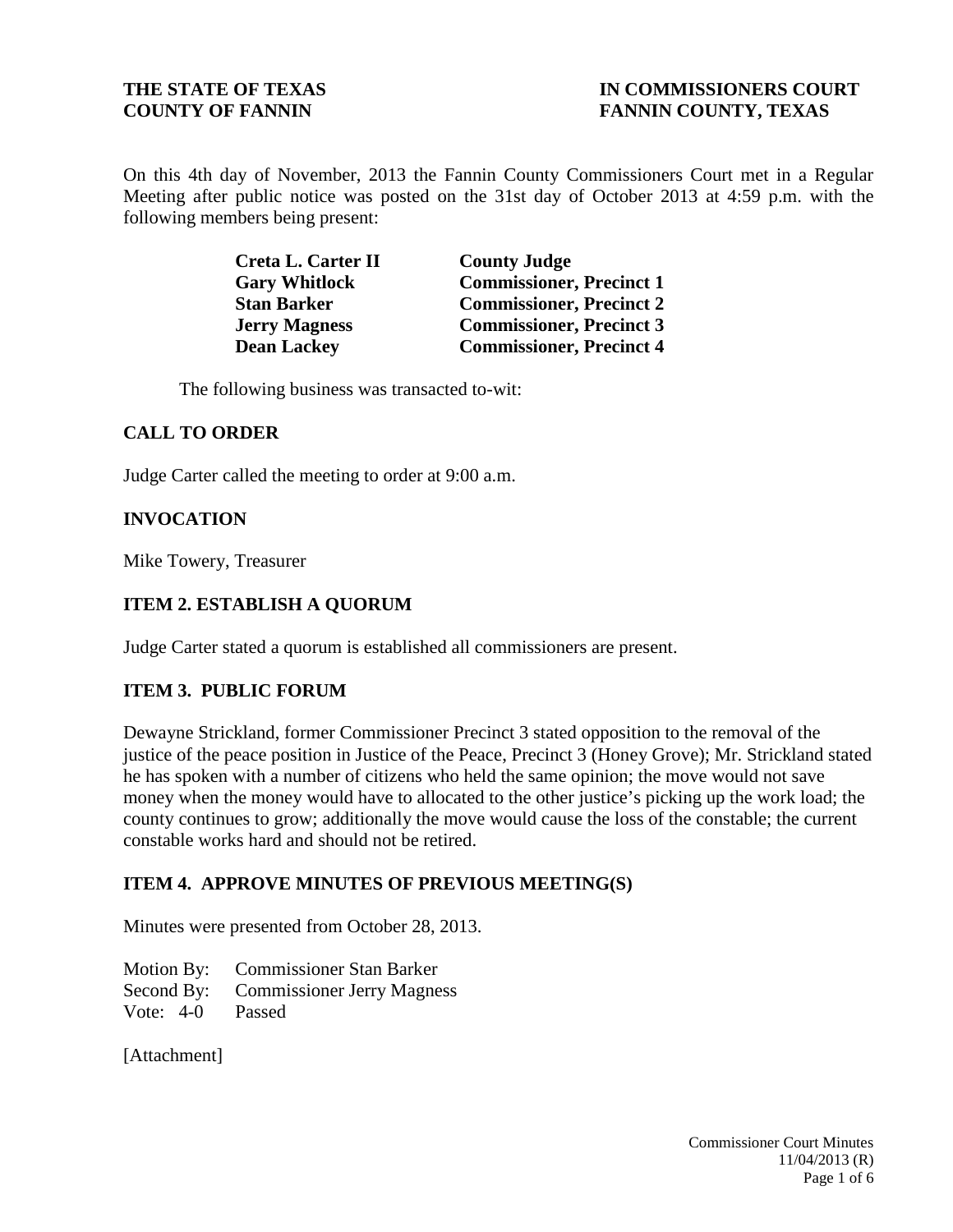**THE STATE OF TEXAS**
**COUNTY OF FANNIN**

**IN COMMISSIONERS COURT**
**FANNIN COUNTY, TEXAS**

On this 4th day of November, 2013 the Fannin County Commissioners Court met in a Regular Meeting after public notice was posted on the 31st day of October 2013 at 4:59 p.m. with the following members being present:

| | |
|---|---|
| **Creta L. Carter II** | **County Judge** |
| **Gary Whitlock** | **Commissioner, Precinct 1** |
| **Stan Barker** | **Commissioner, Precinct 2** |
| **Jerry Magness** | **Commissioner, Precinct 3** |
| **Dean Lackey** | **Commissioner, Precinct 4** |

The following business was transacted to-wit:

## CALL TO ORDER

Judge Carter called the meeting to order at 9:00 a.m.

## INVOCATION

Mike Towery, Treasurer

## ITEM 2. ESTABLISH A QUORUM

Judge Carter stated a quorum is established all commissioners are present.

## ITEM 3. PUBLIC FORUM

Dewayne Strickland, former Commissioner Precinct 3 stated opposition to the removal of the justice of the peace position in Justice of the Peace, Precinct 3 (Honey Grove); Mr. Strickland stated he has spoken with a number of citizens who held the same opinion; the move would not save money when the money would have to allocated to the other justice's picking up the work load; the county continues to grow; additionally the move would cause the loss of the constable; the current constable works hard and should not be retired.

## ITEM 4. APPROVE MINUTES OF PREVIOUS MEETING(S)

Minutes were presented from October 28, 2013.

Motion By: Commissioner Stan Barker
Second By: Commissioner Jerry Magness
Vote: 4-0 Passed

[Attachment]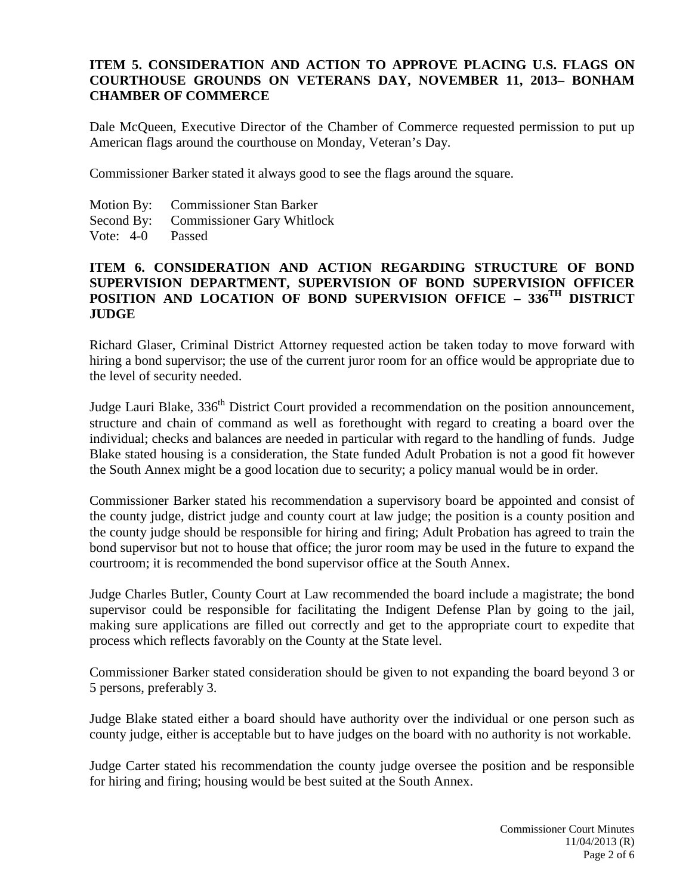**ITEM 5. CONSIDERATION AND ACTION TO APPROVE PLACING U.S. FLAGS ON COURTHOUSE GROUNDS ON VETERANS DAY, NOVEMBER 11, 2013– BONHAM CHAMBER OF COMMERCE**

Dale McQueen, Executive Director of the Chamber of Commerce requested permission to put up American flags around the courthouse on Monday, Veteran's Day.

Commissioner Barker stated it always good to see the flags around the square.

Motion By: Commissioner Stan Barker
Second By: Commissioner Gary Whitlock
Vote: 4-0 Passed

**ITEM 6. CONSIDERATION AND ACTION REGARDING STRUCTURE OF BOND SUPERVISION DEPARTMENT, SUPERVISION OF BOND SUPERVISION OFFICER POSITION AND LOCATION OF BOND SUPERVISION OFFICE – 336TH DISTRICT JUDGE**

Richard Glaser, Criminal District Attorney requested action be taken today to move forward with hiring a bond supervisor; the use of the current juror room for an office would be appropriate due to the level of security needed.

Judge Lauri Blake, 336th District Court provided a recommendation on the position announcement, structure and chain of command as well as forethought with regard to creating a board over the individual; checks and balances are needed in particular with regard to the handling of funds. Judge Blake stated housing is a consideration, the State funded Adult Probation is not a good fit however the South Annex might be a good location due to security; a policy manual would be in order.

Commissioner Barker stated his recommendation a supervisory board be appointed and consist of the county judge, district judge and county court at law judge; the position is a county position and the county judge should be responsible for hiring and firing; Adult Probation has agreed to train the bond supervisor but not to house that office; the juror room may be used in the future to expand the courtroom; it is recommended the bond supervisor office at the South Annex.

Judge Charles Butler, County Court at Law recommended the board include a magistrate; the bond supervisor could be responsible for facilitating the Indigent Defense Plan by going to the jail, making sure applications are filled out correctly and get to the appropriate court to expedite that process which reflects favorably on the County at the State level.

Commissioner Barker stated consideration should be given to not expanding the board beyond 3 or 5 persons, preferably 3.

Judge Blake stated either a board should have authority over the individual or one person such as county judge, either is acceptable but to have judges on the board with no authority is not workable.

Judge Carter stated his recommendation the county judge oversee the position and be responsible for hiring and firing; housing would be best suited at the South Annex.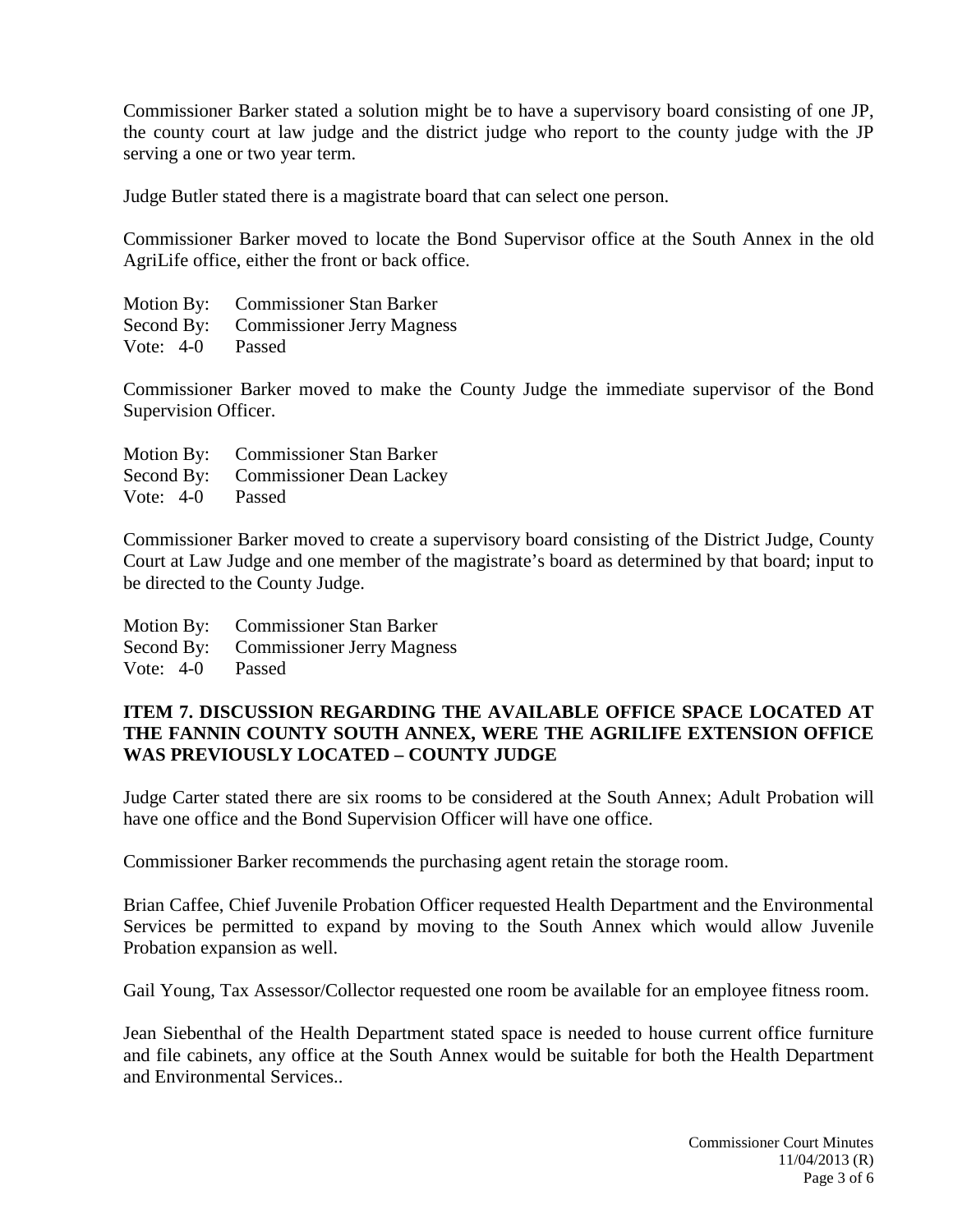Commissioner Barker stated a solution might be to have a supervisory board consisting of one JP, the county court at law judge and the district judge who report to the county judge with the JP serving a one or two year term.

Judge Butler stated there is a magistrate board that can select one person.

Commissioner Barker moved to locate the Bond Supervisor office at the South Annex in the old AgriLife office, either the front or back office.

Motion By: Commissioner Stan Barker
Second By: Commissioner Jerry Magness
Vote: 4-0 Passed

Commissioner Barker moved to make the County Judge the immediate supervisor of the Bond Supervision Officer.

Motion By: Commissioner Stan Barker
Second By: Commissioner Dean Lackey
Vote: 4-0 Passed

Commissioner Barker moved to create a supervisory board consisting of the District Judge, County Court at Law Judge and one member of the magistrate's board as determined by that board; input to be directed to the County Judge.

Motion By: Commissioner Stan Barker
Second By: Commissioner Jerry Magness
Vote: 4-0 Passed

**ITEM 7. DISCUSSION REGARDING THE AVAILABLE OFFICE SPACE LOCATED AT THE FANNIN COUNTY SOUTH ANNEX, WERE THE AGRILIFE EXTENSION OFFICE WAS PREVIOUSLY LOCATED – COUNTY JUDGE**

Judge Carter stated there are six rooms to be considered at the South Annex; Adult Probation will have one office and the Bond Supervision Officer will have one office.

Commissioner Barker recommends the purchasing agent retain the storage room.

Brian Caffee, Chief Juvenile Probation Officer requested Health Department and the Environmental Services be permitted to expand by moving to the South Annex which would allow Juvenile Probation expansion as well.

Gail Young, Tax Assessor/Collector requested one room be available for an employee fitness room.

Jean Siebenthal of the Health Department stated space is needed to house current office furniture and file cabinets, any office at the South Annex would be suitable for both the Health Department and Environmental Services..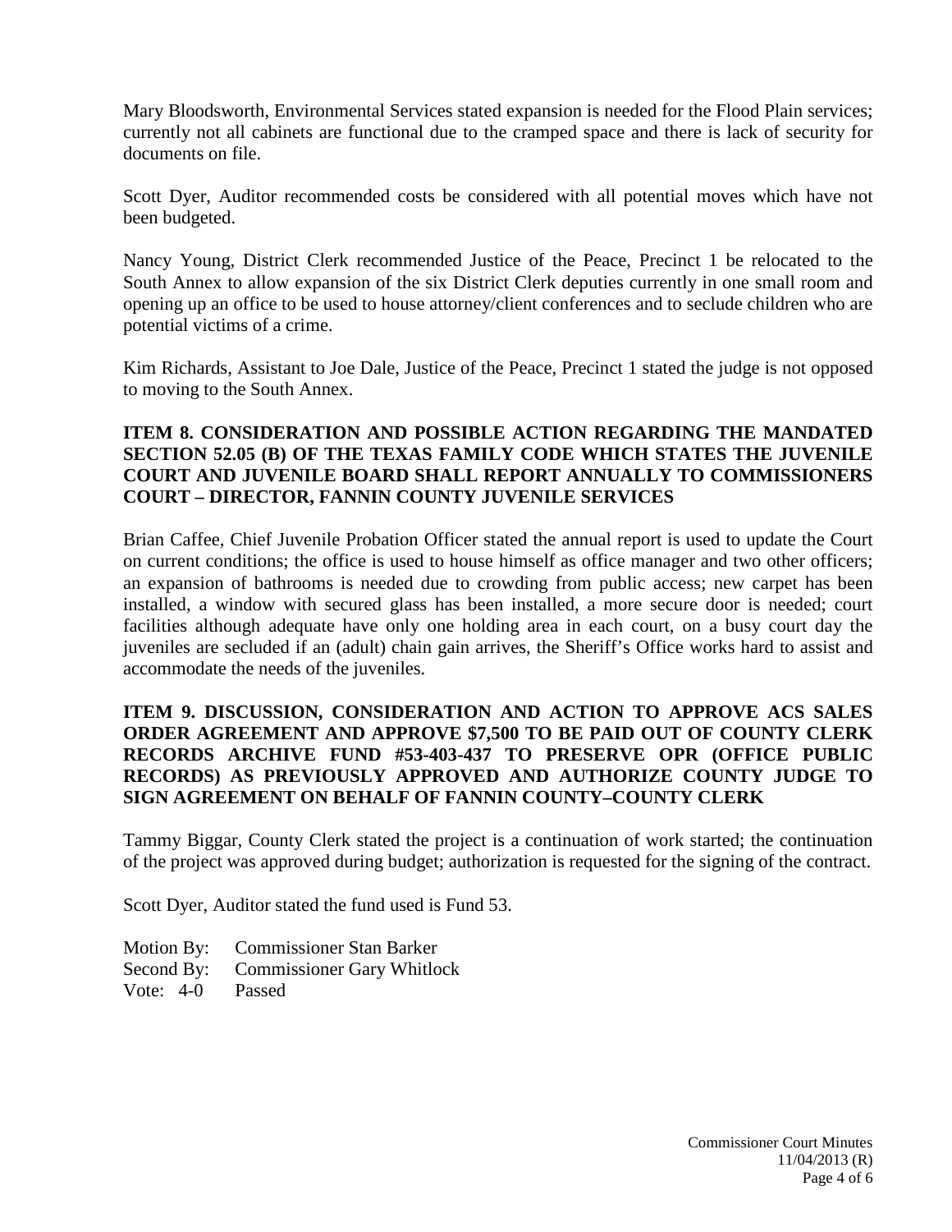Mary Bloodsworth, Environmental Services stated expansion is needed for the Flood Plain services; currently not all cabinets are functional due to the cramped space and there is lack of security for documents on file.

Scott Dyer, Auditor recommended costs be considered with all potential moves which have not been budgeted.

Nancy Young, District Clerk recommended Justice of the Peace, Precinct 1 be relocated to the South Annex to allow expansion of the six District Clerk deputies currently in one small room and opening up an office to be used to house attorney/client conferences and to seclude children who are potential victims of a crime.

Kim Richards, Assistant to Joe Dale, Justice of the Peace, Precinct 1 stated the judge is not opposed to moving to the South Annex.

**ITEM 8. CONSIDERATION AND POSSIBLE ACTION REGARDING THE MANDATED SECTION 52.05 (B) OF THE TEXAS FAMILY CODE WHICH STATES THE JUVENILE COURT AND JUVENILE BOARD SHALL REPORT ANNUALLY TO COMMISSIONERS COURT – DIRECTOR, FANNIN COUNTY JUVENILE SERVICES**

Brian Caffee, Chief Juvenile Probation Officer stated the annual report is used to update the Court on current conditions; the office is used to house himself as office manager and two other officers; an expansion of bathrooms is needed due to crowding from public access; new carpet has been installed, a window with secured glass has been installed, a more secure door is needed; court facilities although adequate have only one holding area in each court, on a busy court day the juveniles are secluded if an (adult) chain gain arrives, the Sheriff's Office works hard to assist and accommodate the needs of the juveniles.

**ITEM 9. DISCUSSION, CONSIDERATION AND ACTION TO APPROVE ACS SALES ORDER AGREEMENT AND APPROVE $7,500 TO BE PAID OUT OF COUNTY CLERK RECORDS ARCHIVE FUND #53-403-437 TO PRESERVE OPR (OFFICE PUBLIC RECORDS) AS PREVIOUSLY APPROVED AND AUTHORIZE COUNTY JUDGE TO SIGN AGREEMENT ON BEHALF OF FANNIN COUNTY–COUNTY CLERK**

Tammy Biggar, County Clerk stated the project is a continuation of work started; the continuation of the project was approved during budget; authorization is requested for the signing of the contract.

Scott Dyer, Auditor stated the fund used is Fund 53.

Motion By: Commissioner Stan Barker
Second By: Commissioner Gary Whitlock
Vote: 4-0 Passed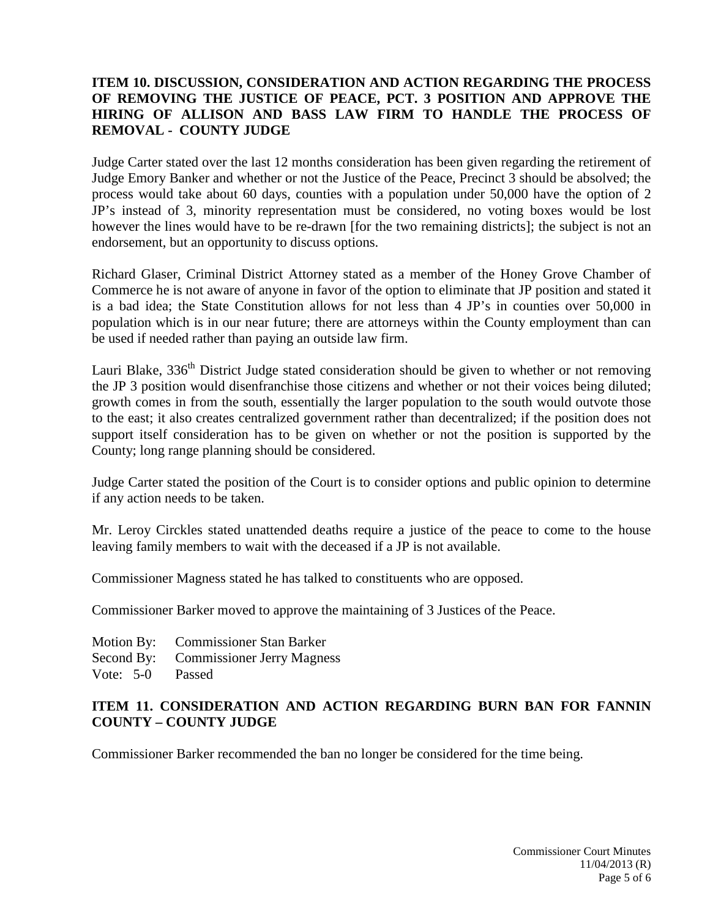**ITEM 10. DISCUSSION, CONSIDERATION AND ACTION REGARDING THE PROCESS OF REMOVING THE JUSTICE OF PEACE, PCT. 3 POSITION AND APPROVE THE HIRING OF ALLISON AND BASS LAW FIRM TO HANDLE THE PROCESS OF REMOVAL - COUNTY JUDGE**

Judge Carter stated over the last 12 months consideration has been given regarding the retirement of Judge Emory Banker and whether or not the Justice of the Peace, Precinct 3 should be absolved; the process would take about 60 days, counties with a population under 50,000 have the option of 2 JP's instead of 3, minority representation must be considered, no voting boxes would be lost however the lines would have to be re-drawn [for the two remaining districts]; the subject is not an endorsement, but an opportunity to discuss options.

Richard Glaser, Criminal District Attorney stated as a member of the Honey Grove Chamber of Commerce he is not aware of anyone in favor of the option to eliminate that JP position and stated it is a bad idea; the State Constitution allows for not less than 4 JP's in counties over 50,000 in population which is in our near future; there are attorneys within the County employment than can be used if needed rather than paying an outside law firm.

Lauri Blake, 336th District Judge stated consideration should be given to whether or not removing the JP 3 position would disenfranchise those citizens and whether or not their voices being diluted; growth comes in from the south, essentially the larger population to the south would outvote those to the east; it also creates centralized government rather than decentralized; if the position does not support itself consideration has to be given on whether or not the position is supported by the County; long range planning should be considered.

Judge Carter stated the position of the Court is to consider options and public opinion to determine if any action needs to be taken.

Mr. Leroy Circkles stated unattended deaths require a justice of the peace to come to the house leaving family members to wait with the deceased if a JP is not available.

Commissioner Magness stated he has talked to constituents who are opposed.

Commissioner Barker moved to approve the maintaining of 3 Justices of the Peace.

Motion By: Commissioner Stan Barker
Second By: Commissioner Jerry Magness
Vote: 5-0 Passed

**ITEM 11. CONSIDERATION AND ACTION REGARDING BURN BAN FOR FANNIN COUNTY – COUNTY JUDGE**

Commissioner Barker recommended the ban no longer be considered for the time being.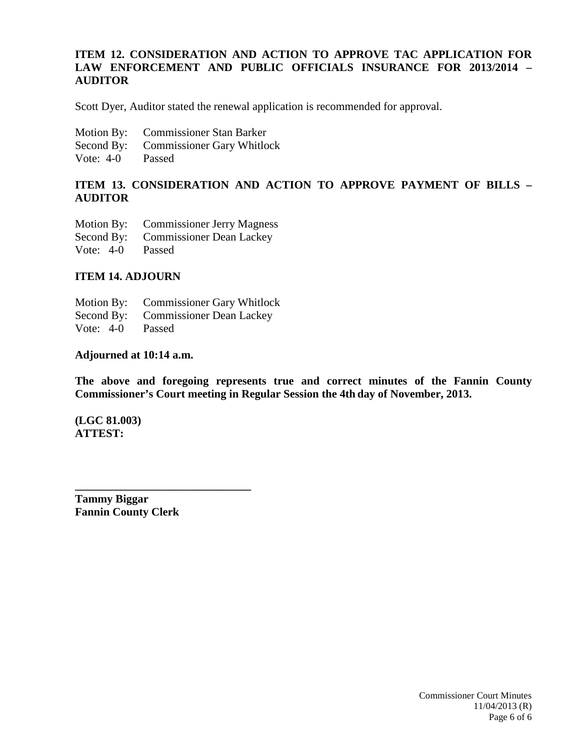**ITEM 12. CONSIDERATION AND ACTION TO APPROVE TAC APPLICATION FOR LAW ENFORCEMENT AND PUBLIC OFFICIALS INSURANCE FOR 2013/2014 – AUDITOR**

Scott Dyer, Auditor stated the renewal application is recommended for approval.

Motion By: Commissioner Stan Barker
Second By: Commissioner Gary Whitlock
Vote: 4-0 Passed

**ITEM 13. CONSIDERATION AND ACTION TO APPROVE PAYMENT OF BILLS – AUDITOR**

Motion By: Commissioner Jerry Magness
Second By: Commissioner Dean Lackey
Vote: 4-0 Passed

**ITEM 14. ADJOURN**

Motion By: Commissioner Gary Whitlock
Second By: Commissioner Dean Lackey
Vote: 4-0 Passed

**Adjourned at 10:14 a.m.**

**The above and foregoing represents true and correct minutes of the Fannin County Commissioner's Court meeting in Regular Session the 4th day of November, 2013.**

**(LGC 81.003)**
**ATTEST:**

______________________________
**Tammy Biggar**
**Fannin County Clerk**